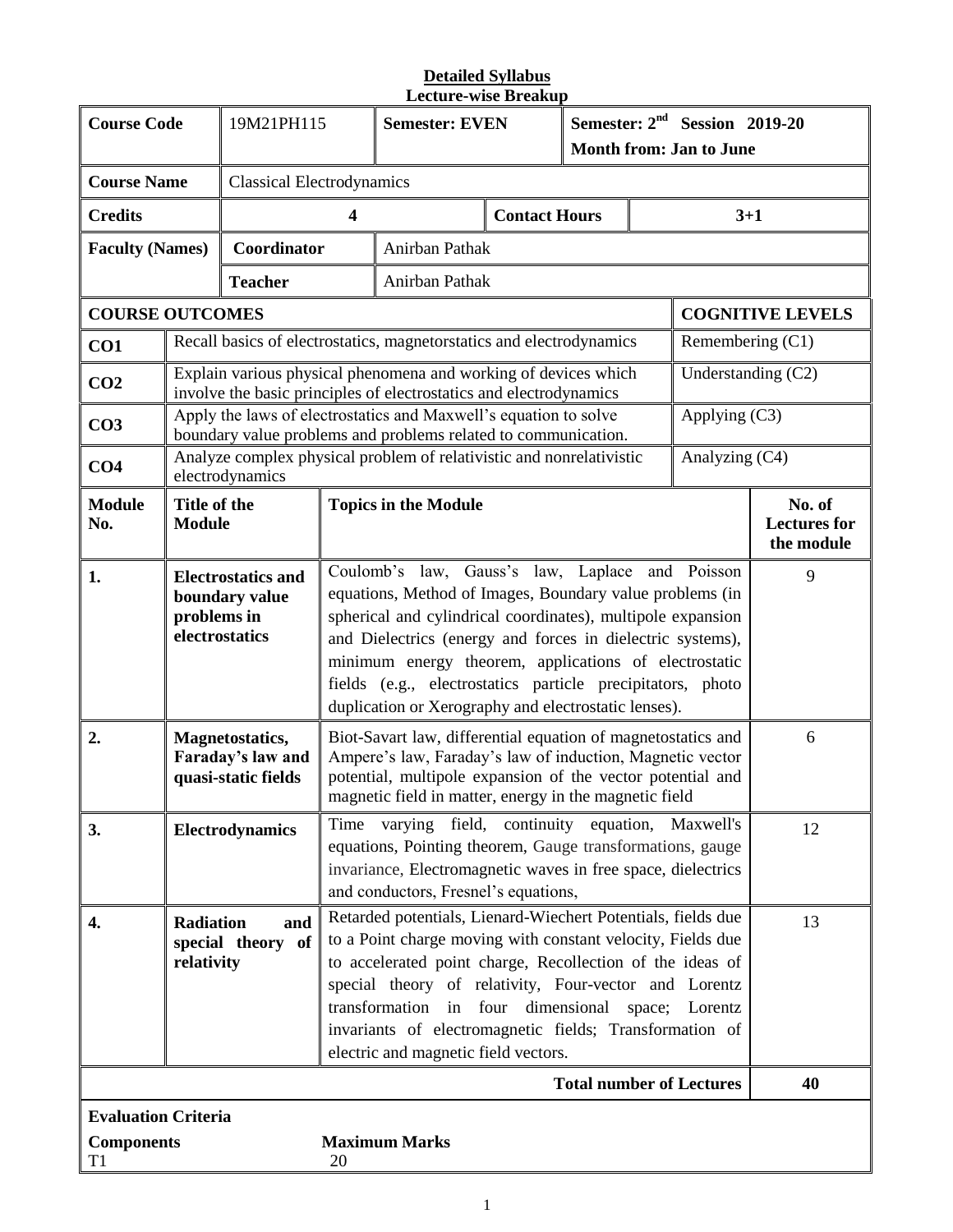**Detailed Syllabus**
**Lecture-wise Breakup**

| **Course Code** | 19M21PH115 | **Semester: EVEN** | **Semester: 2[nd] Session 2019-20 Month from: Jan to June** |
|---|---|---|---|
| **Course Name** | Classical Electrodynamics | | |
| **Credits** | 4 | **Contact Hours** | 3+1 |
| **Faculty (Names)** | **Coordinator** | Anirban Pathak | |
| | **Teacher** | Anirban Pathak | |

| **COURSE OUTCOMES** | | **COGNITIVE LEVELS** |
|---|---|---|
| **CO1** | Recall basics of electrostatics, magnetorstatics and electrodynamics | Remembering (C1) |
| **CO2** | Explain various physical phenomena and working of devices which involve the basic principles of electrostatics and electrodynamics | Understanding (C2) |
| **CO3** | Apply the laws of electrostatics and Maxwell's equation to solve boundary value problems and problems related to communication. | Applying (C3) |
| **CO4** | Analyze complex physical problem of relativistic and nonrelativistic electrodynamics | Analyzing (C4) |

| **Module No.** | **Title of the Module** | **Topics in the Module** | **No. of Lectures for the module** |
|---|---|---|---|
| **1.** | **Electrostatics and boundary value problems in electrostatics** | Coulomb's law, Gauss's law, Laplace and Poisson equations, Method of Images, Boundary value problems (in spherical and cylindrical coordinates), multipole expansion and Dielectrics (energy and forces in dielectric systems), minimum energy theorem, applications of electrostatic fields (e.g., electrostatics particle precipitators, photo duplication or Xerography and electrostatic lenses). | 9 |
| **2.** | **Magnetostatics, Faraday's law and quasi-static fields** | Biot-Savart law, differential equation of magnetostatics and Ampere's law, Faraday's law of induction, Magnetic vector potential, multipole expansion of the vector potential and magnetic field in matter, energy in the magnetic field | 6 |
| **3.** | **Electrodynamics** | Time varying field, continuity equation, Maxwell's equations, Pointing theorem, Gauge transformations, gauge invariance, Electromagnetic waves in free space, dielectrics and conductors, Fresnel's equations, | 12 |
| **4.** | **Radiation and special theory of relativity** | Retarded potentials, Lienard-Wiechert Potentials, fields due to a Point charge moving with constant velocity, Fields due to accelerated point charge, Recollection of the ideas of special theory of relativity, Four-vector and Lorentz transformation in four dimensional space; Lorentz invariants of electromagnetic fields; Transformation of electric and magnetic field vectors. | 13 |
| | | **Total number of Lectures** | **40** |

**Evaluation Criteria**

| **Components** | **Maximum Marks** |
|---|---|
| T1 | 20 |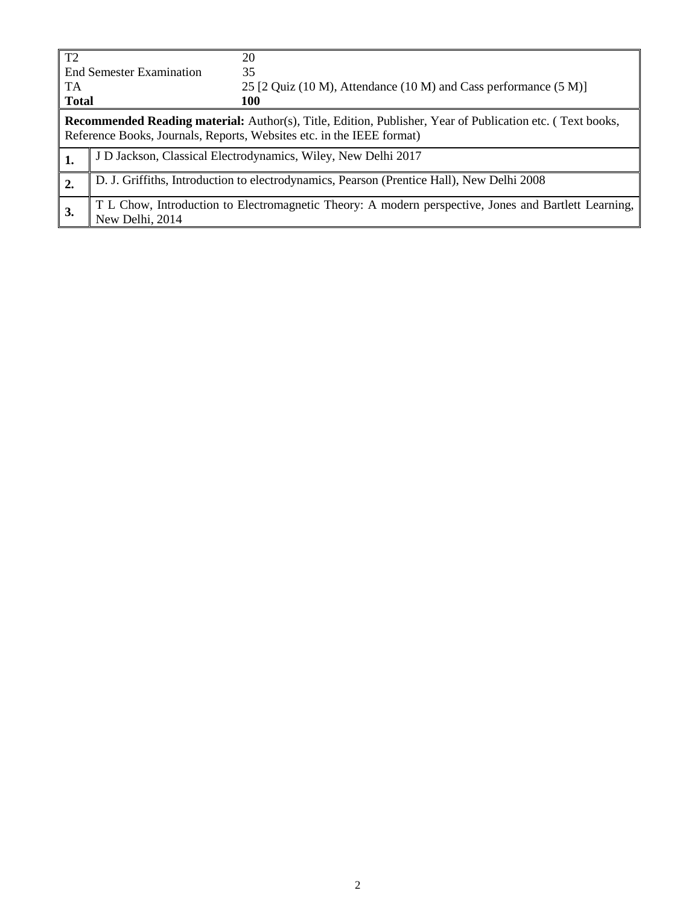| | |
|---|---|
| T2 | 20 |
| End Semester Examination | 35 |
| TA | 25 [2 Quiz (10 M), Attendance (10 M) and Cass performance (5 M)] |
| **Total** | **100** |

**Recommended Reading material:** Author(s), Title, Edition, Publisher, Year of Publication etc. ( Text books, Reference Books, Journals, Reports, Websites etc. in the IEEE format)

| | |
|---|---|
| **1.** | J D Jackson, Classical Electrodynamics, Wiley, New Delhi 2017 |
| **2.** | D. J. Griffiths, Introduction to electrodynamics, Pearson (Prentice Hall), New Delhi 2008 |
| **3.** | T L Chow, Introduction to Electromagnetic Theory: A modern perspective, Jones and Bartlett Learning, New Delhi, 2014 |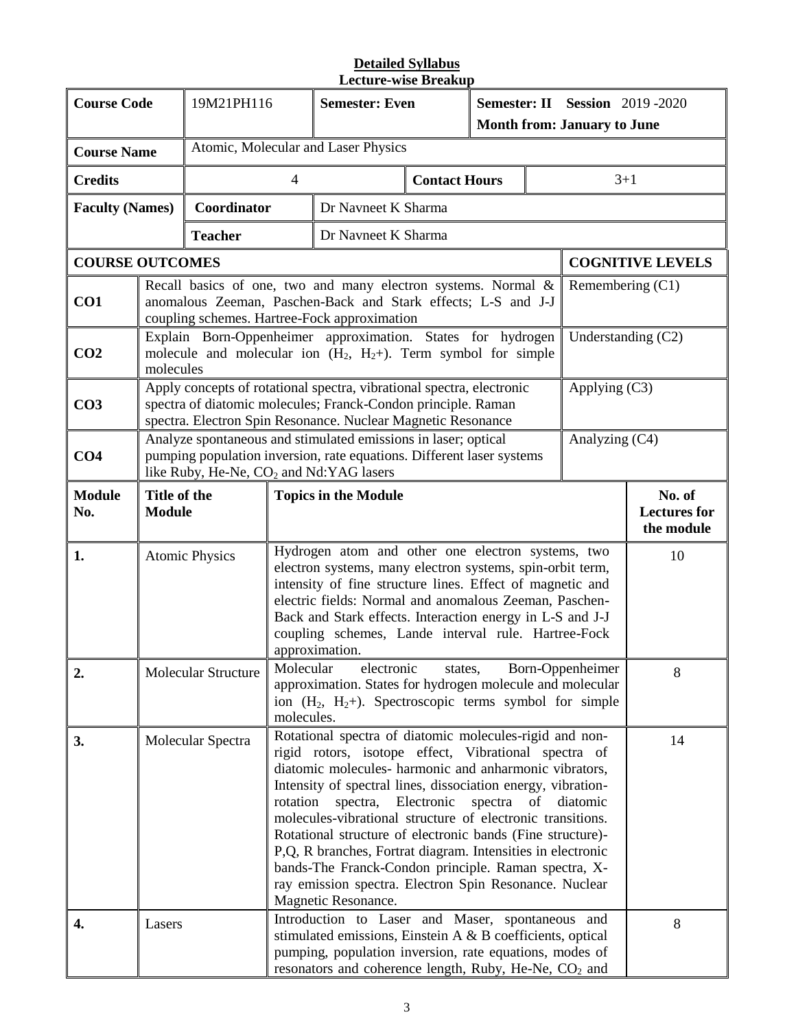**Detailed Syllabus**
**Lecture-wise Breakup**

| **Course Code** | 19M21PH116 | **Semester: Even** | **Semester: II Session** 2019 -2020 **Month from: January to June** |
|---|---|---|---|
| **Course Name** | Atomic, Molecular and Laser Physics | | |
| **Credits** | 4 | **Contact Hours** | 3+1 |
| **Faculty (Names)** | **Coordinator** | Dr Navneet K Sharma | |
| | **Teacher** | Dr Navneet K Sharma | |

| **COURSE OUTCOMES** | | **COGNITIVE LEVELS** |
|---|---|---|
| **CO1** | Recall basics of one, two and many electron systems. Normal & anomalous Zeeman, Paschen-Back and Stark effects; L-S and J-J coupling schemes. Hartree-Fock approximation | Remembering (C1) |
| **CO2** | Explain Born-Oppenheimer approximation. States for hydrogen molecule and molecular ion ($H_2$, $H_2$+). Term symbol for simple molecules | Understanding (C2) |
| **CO3** | Apply concepts of rotational spectra, vibrational spectra, electronic spectra of diatomic molecules; Franck-Condon principle. Raman spectra. Electron Spin Resonance. Nuclear Magnetic Resonance | Applying (C3) |
| **CO4** | Analyze spontaneous and stimulated emissions in laser; optical pumping population inversion, rate equations. Different laser systems like Ruby, He-Ne, $CO_2$ and Nd:YAG lasers | Analyzing (C4) |

| **Module No.** | **Title of the Module** | **Topics in the Module** | **No. of Lectures for the module** |
|---|---|---|---|
| **1.** | Atomic Physics | Hydrogen atom and other one electron systems, two electron systems, many electron systems, spin-orbit term, intensity of fine structure lines. Effect of magnetic and electric fields: Normal and anomalous Zeeman, Paschen-Back and Stark effects. Interaction energy in L-S and J-J coupling schemes, Lande interval rule. Hartree-Fock approximation. | 10 |
| **2.** | Molecular Structure | Molecular electronic states, Born-Oppenheimer approximation. States for hydrogen molecule and molecular ion ($H_2$, $H_2$+). Spectroscopic terms symbol for simple molecules. | 8 |
| **3.** | Molecular Spectra | Rotational spectra of diatomic molecules-rigid and non-rigid rotors, isotope effect, Vibrational spectra of diatomic molecules- harmonic and anharmonic vibrators, Intensity of spectral lines, dissociation energy, vibration-rotation spectra, Electronic spectra of diatomic molecules-vibrational structure of electronic transitions. Rotational structure of electronic bands (Fine structure)- P,Q, R branches, Fortrat diagram. Intensities in electronic bands-The Franck-Condon principle. Raman spectra, X-ray emission spectra. Electron Spin Resonance. Nuclear Magnetic Resonance. | 14 |
| **4.** | Lasers | Introduction to Laser and Maser, spontaneous and stimulated emissions, Einstein A & B coefficients, optical pumping, population inversion, rate equations, modes of resonators and coherence length, Ruby, He-Ne, $CO_2$ and | 8 |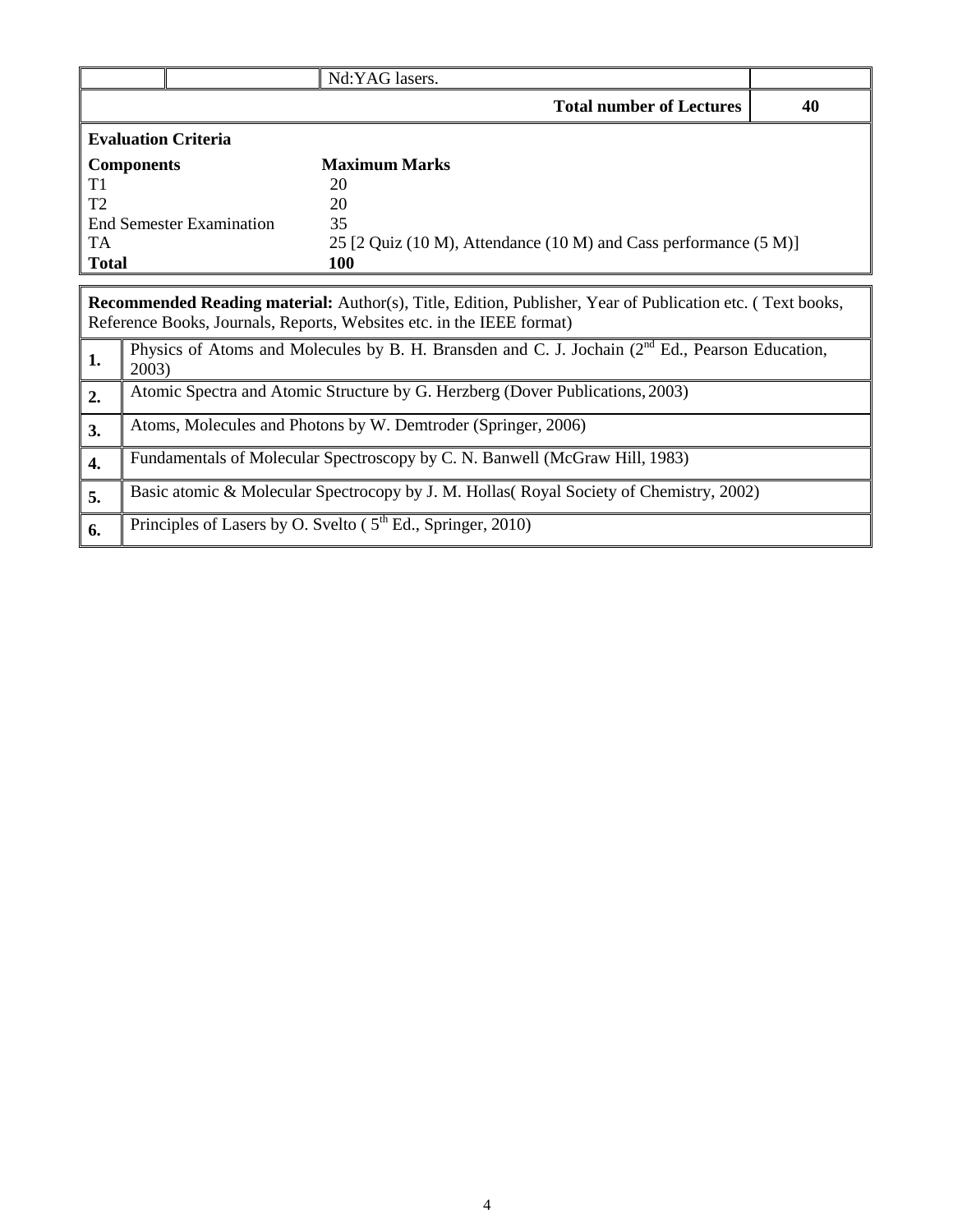|  |  | Nd:YAG lasers. |  |
|---|---|---|---|
|  |  | **Total number of Lectures** | **40** |

**Evaluation Criteria**

| **Components** | **Maximum Marks** |
|---|---|
| T1 | 20 |
| T2 | 20 |
| End Semester Examination | 35 |
| TA | 25 [2 Quiz (10 M), Attendance (10 M) and Cass performance (5 M)] |
| **Total** | **100** |

**Recommended Reading material:** Author(s), Title, Edition, Publisher, Year of Publication etc. ( Text books, Reference Books, Journals, Reports, Websites etc. in the IEEE format)

| | |
|---|---|
| **1.** | Physics of Atoms and Molecules by B. H. Bransden and C. J. Jochain (2nd Ed., Pearson Education, 2003) |
| **2.** | Atomic Spectra and Atomic Structure by G. Herzberg (Dover Publications, 2003) |
| **3.** | Atoms, Molecules and Photons by W. Demtroder (Springer, 2006) |
| **4.** | Fundamentals of Molecular Spectroscopy by C. N. Banwell (McGraw Hill, 1983) |
| **5.** | Basic atomic & Molecular Spectrocopy by J. M. Hollas( Royal Society of Chemistry, 2002) |
| **6.** | Principles of Lasers by O. Svelto ( 5th Ed., Springer, 2010) |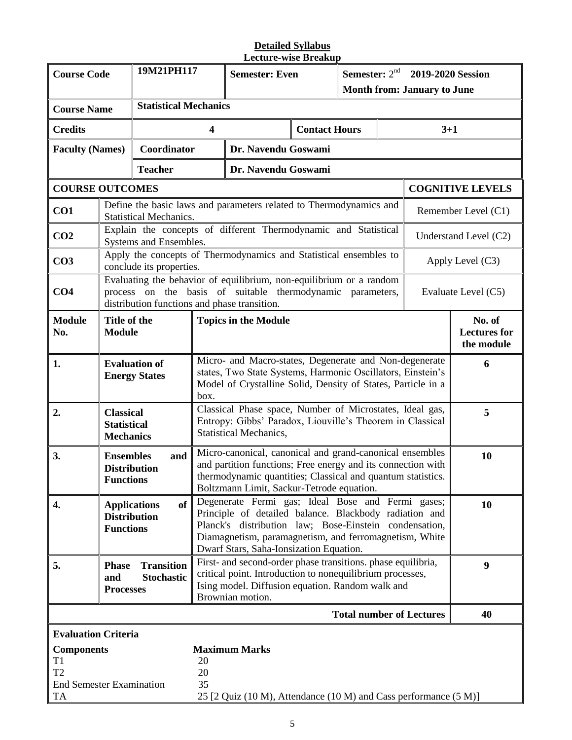## Detailed Syllabus

### Lecture-wise Breakup

| Course Code | 19M21PH117 | Semester: Even | Semester: $2^{nd}$ 2019-2020 Session<br>Month from: January to June |
|---|---|---|---|
| Course Name | Statistical Mechanics | | |
| Credits | 4 | Contact Hours | 3+1 |
| Faculty (Names) | Coordinator | Dr. Navendu Goswami | |
| | Teacher | Dr. Navendu Goswami | |

| COURSE OUTCOMES | | COGNITIVE LEVELS |
|---|---|---|
| CO1 | Define the basic laws and parameters related to Thermodynamics and Statistical Mechanics. | Remember Level (C1) |
| CO2 | Explain the concepts of different Thermodynamic and Statistical Systems and Ensembles. | Understand Level (C2) |
| CO3 | Apply the concepts of Thermodynamics and Statistical ensembles to conclude its properties. | Apply Level (C3) |
| CO4 | Evaluating the behavior of equilibrium, non-equilibrium or a random process on the basis of suitable thermodynamic parameters, distribution functions and phase transition. | Evaluate Level (C5) |

| Module No. | Title of the Module | Topics in the Module | No. of Lectures for the module |
|---|---|---|---|
| 1. | Evaluation of Energy States | Micro- and Macro-states, Degenerate and Non-degenerate states, Two State Systems, Harmonic Oscillators, Einstein's Model of Crystalline Solid, Density of States, Particle in a box. | 6 |
| 2. | Classical Statistical Mechanics | Classical Phase space, Number of Microstates, Ideal gas, Entropy: Gibbs' Paradox, Liouville's Theorem in Classical Statistical Mechanics, | 5 |
| 3. | Ensembles and Distribution Functions | Micro-canonical, canonical and grand-canonical ensembles and partition functions; Free energy and its connection with thermodynamic quantities; Classical and quantum statistics. Boltzmann Limit, Sackur-Tetrode equation. | 10 |
| 4. | Applications of Distribution Functions | Degenerate Fermi gas; Ideal Bose and Fermi gases; Principle of detailed balance. Blackbody radiation and Planck's distribution law; Bose-Einstein condensation, Diamagnetism, paramagnetism, and ferromagnetism, White Dwarf Stars, Saha-Ionsization Equation. | 10 |
| 5. | Phase Transition and Stochastic Processes | First- and second-order phase transitions. phase equilibria, critical point. Introduction to nonequilibrium processes, Ising model. Diffusion equation. Random walk and Brownian motion. | 9 |
| | | Total number of Lectures | 40 |

**Evaluation Criteria**

| Components | Maximum Marks |
|---|---|
| T1 | 20 |
| T2 | 20 |
| End Semester Examination | 35 |
| TA | 25 [2 Quiz (10 M), Attendance (10 M) and Cass performance (5 M)] |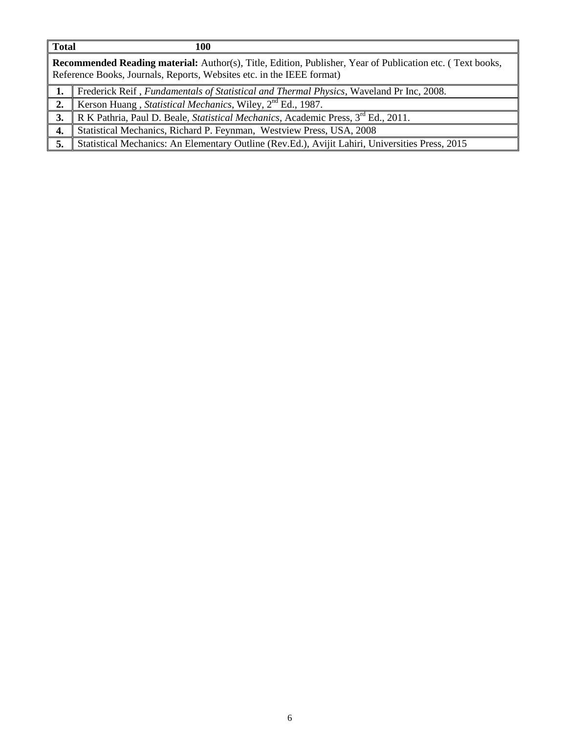| **Total** | **100** |
|---|---|
| **Recommended Reading material:** Author(s), Title, Edition, Publisher, Year of Publication etc. ( Text books, Reference Books, Journals, Reports, Websites etc. in the IEEE format) | |
| **1.** | Frederick Reif , *Fundamentals of Statistical and Thermal Physics*, Waveland Pr Inc, 2008. |
| **2.** | Kerson Huang , *Statistical Mechanics*, Wiley, 2nd Ed., 1987. |
| **3.** | R K Pathria, Paul D. Beale, *Statistical Mechanics*, Academic Press, 3rd Ed., 2011. |
| **4.** | Statistical Mechanics, Richard P. Feynman, Westview Press, USA, 2008 |
| **5.** | Statistical Mechanics: An Elementary Outline (Rev.Ed.), Avijit Lahiri, Universities Press, 2015 |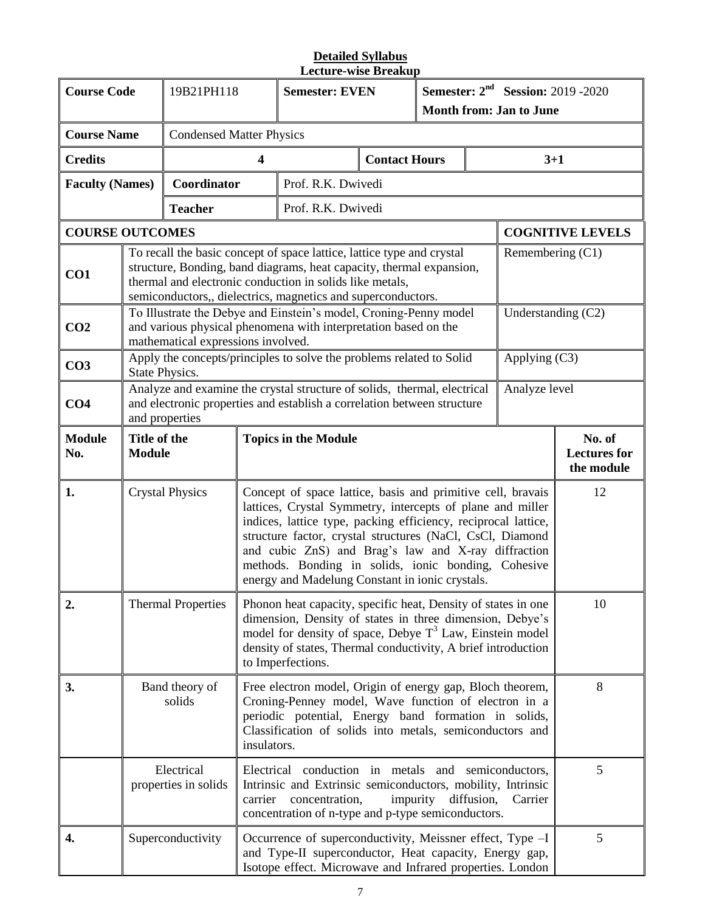**Detailed Syllabus**

**Lecture-wise Breakup**

| **Course Code** | 19B21PH118 | **Semester: EVEN** | **Semester: 2nd Session:** 2019 -2020 **Month from: Jan to June** |
|---|---|---|---|
| **Course Name** | Condensed Matter Physics | | |
| **Credits** | **4** | **Contact Hours** | **3+1** |
| **Faculty (Names)** | **Coordinator** | Prof. R.K. Dwivedi | |
| | **Teacher** | Prof. R.K. Dwivedi | |

| **COURSE OUTCOMES** | | **COGNITIVE LEVELS** |
|---|---|---|
| **CO1** | To recall the basic concept of space lattice, lattice type and crystal structure, Bonding, band diagrams, heat capacity, thermal expansion, thermal and electronic conduction in solids like metals, semiconductors,, dielectrics, magnetics and superconductors. | Remembering (C1) |
| **CO2** | To Illustrate the Debye and Einstein's model, Croning-Penny model and various physical phenomena with interpretation based on the mathematical expressions involved. | Understanding (C2) |
| **CO3** | Apply the concepts/principles to solve the problems related to Solid State Physics. | Applying (C3) |
| **CO4** | Analyze and examine the crystal structure of solids, thermal, electrical and electronic properties and establish a correlation between structure and properties | Analyze level |

| **Module No.** | **Title of the Module** | **Topics in the Module** | **No. of Lectures for the module** |
|---|---|---|---|
| **1.** | Crystal Physics | Concept of space lattice, basis and primitive cell, bravais lattices, Crystal Symmetry, intercepts of plane and miller indices, lattice type, packing efficiency, reciprocal lattice, structure factor, crystal structures (NaCl, CsCl, Diamond and cubic ZnS) and Brag's law and X-ray diffraction methods. Bonding in solids, ionic bonding, Cohesive energy and Madelung Constant in ionic crystals. | 12 |
| **2.** | Thermal Properties | Phonon heat capacity, specific heat, Density of states in one dimension, Density of states in three dimension, Debye's model for density of space, Debye $T^3$ Law, Einstein model density of states, Thermal conductivity, A brief introduction to Imperfections. | 10 |
| **3.** | Band theory of solids | Free electron model, Origin of energy gap, Bloch theorem, Croning-Penney model, Wave function of electron in a periodic potential, Energy band formation in solids, Classification of solids into metals, semiconductors and insulators. | 8 |
| | Electrical properties in solids | Electrical conduction in metals and semiconductors, Intrinsic and Extrinsic semiconductors, mobility, Intrinsic carrier concentration, impurity diffusion, Carrier concentration of n-type and p-type semiconductors. | 5 |
| **4.** | Superconductivity | Occurrence of superconductivity, Meissner effect, Type –I and Type-II superconductor, Heat capacity, Energy gap, Isotope effect. Microwave and Infrared properties. London | 5 |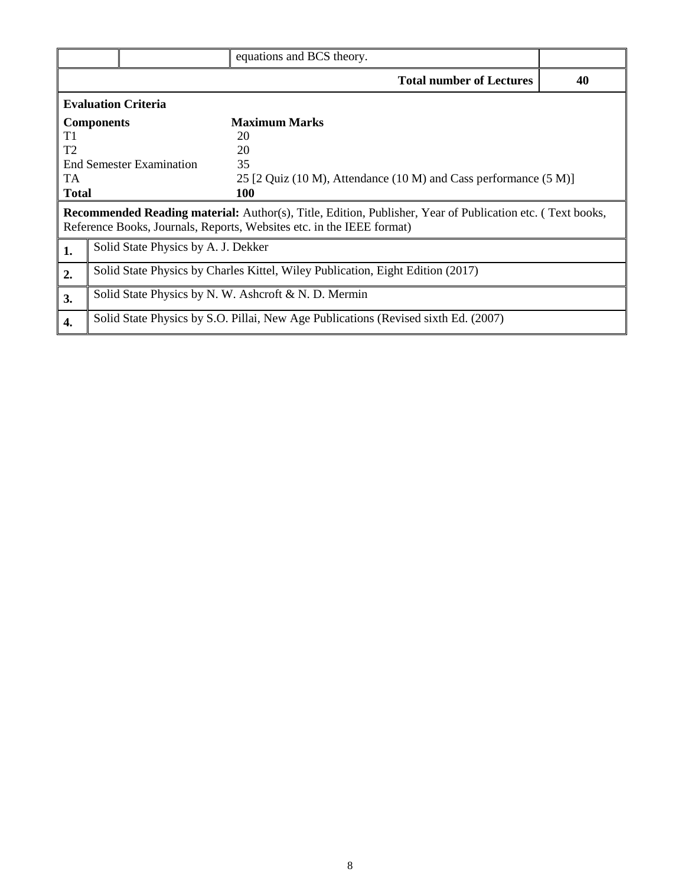| | | | |
|---|---|---|---|
| | | equations and BCS theory. | |
| | | **Total number of Lectures** | **40** |

**Evaluation Criteria**

| **Components** | **Maximum Marks** |
|---|---|
| T1 | 20 |
| T2 | 20 |
| End Semester Examination | 35 |
| TA | 25 [2 Quiz (10 M), Attendance (10 M) and Cass performance (5 M)] |
| **Total** | **100** |

**Recommended Reading material:** Author(s), Title, Edition, Publisher, Year of Publication etc. ( Text books, Reference Books, Journals, Reports, Websites etc. in the IEEE format)

| | |
|---|---|
| **1.** | Solid State Physics by A. J. Dekker |
| **2.** | Solid State Physics by Charles Kittel, Wiley Publication, Eight Edition (2017) |
| **3.** | Solid State Physics by N. W. Ashcroft & N. D. Mermin |
| **4.** | Solid State Physics by S.O. Pillai, New Age Publications (Revised sixth Ed. (2007) |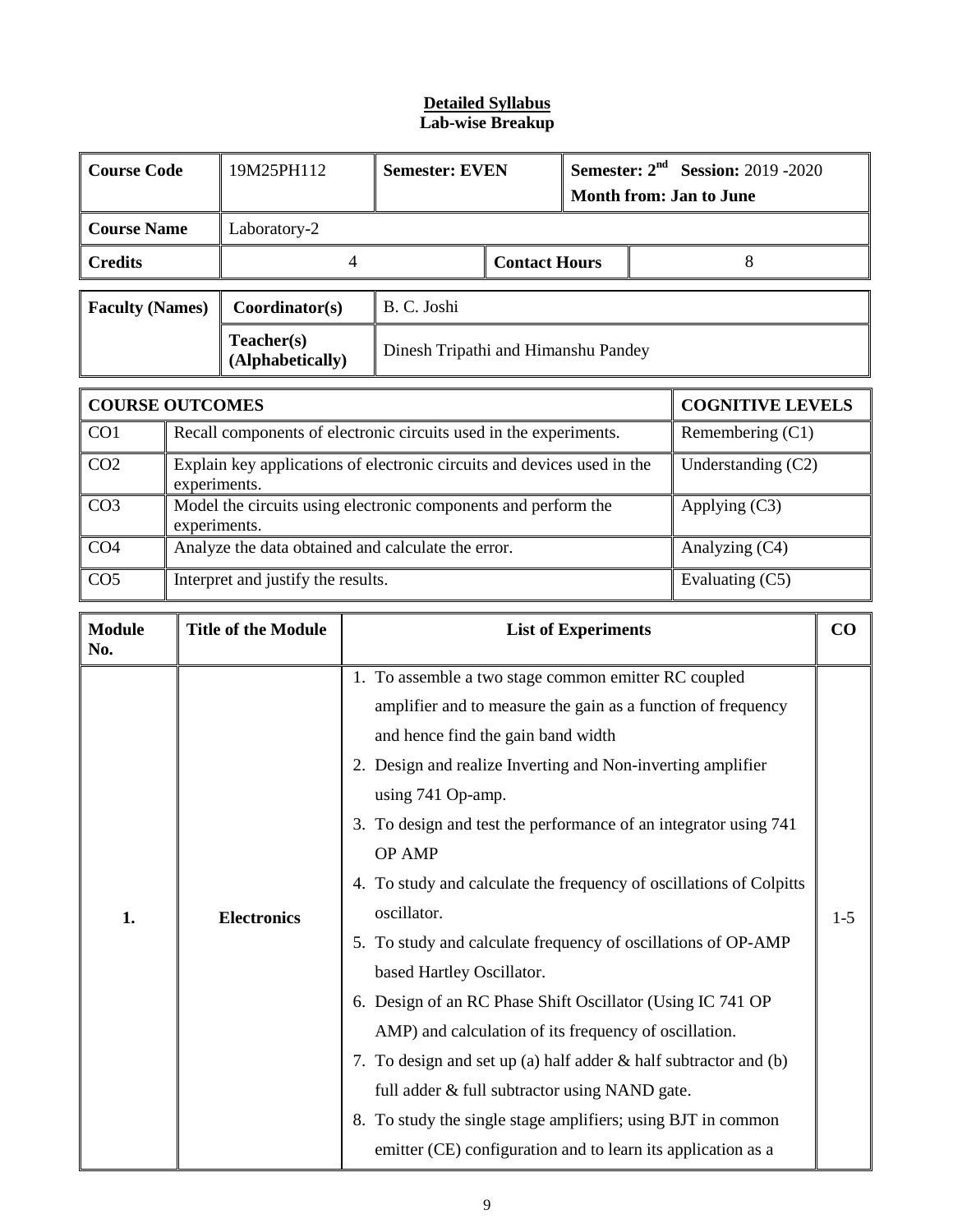**Detailed Syllabus**
**Lab-wise Breakup**

| **Course Code** | 19M25PH112 | **Semester: EVEN** | **Semester: 2$^{nd}$ Session:** 2019 -2020 **Month from: Jan to June** |
|---|---|---|---|
| **Course Name** | Laboratory-2 | | |
| **Credits** | 4 | **Contact Hours** | 8 |

| **Faculty (Names)** | **Coordinator(s)** | B. C. Joshi |
|---|---|---|
| | **Teacher(s) (Alphabetically)** | Dinesh Tripathi and Himanshu Pandey |

| **COURSE OUTCOMES** | | **COGNITIVE LEVELS** |
|---|---|---|
| CO1 | Recall components of electronic circuits used in the experiments. | Remembering (C1) |
| CO2 | Explain key applications of electronic circuits and devices used in the experiments. | Understanding (C2) |
| CO3 | Model the circuits using electronic components and perform the experiments. | Applying (C3) |
| CO4 | Analyze the data obtained and calculate the error. | Analyzing (C4) |
| CO5 | Interpret and justify the results. | Evaluating (C5) |

| **Module No.** | **Title of the Module** | **List of Experiments** | **CO** |
|---|---|---|---|
| **1.** | **Electronics** | 1. To assemble a two stage common emitter RC coupled amplifier and to measure the gain as a function of frequency and hence find the gain band width<br>2. Design and realize Inverting and Non-inverting amplifier using 741 Op-amp.<br>3. To design and test the performance of an integrator using 741 OP AMP<br>4. To study and calculate the frequency of oscillations of Colpitts oscillator.<br>5. To study and calculate frequency of oscillations of OP-AMP based Hartley Oscillator.<br>6. Design of an RC Phase Shift Oscillator (Using IC 741 OP AMP) and calculation of its frequency of oscillation.<br>7. To design and set up (a) half adder & half subtractor and (b) full adder & full subtractor using NAND gate.<br>8. To study the single stage amplifiers; using BJT in common emitter (CE) configuration and to learn its application as a | 1-5 |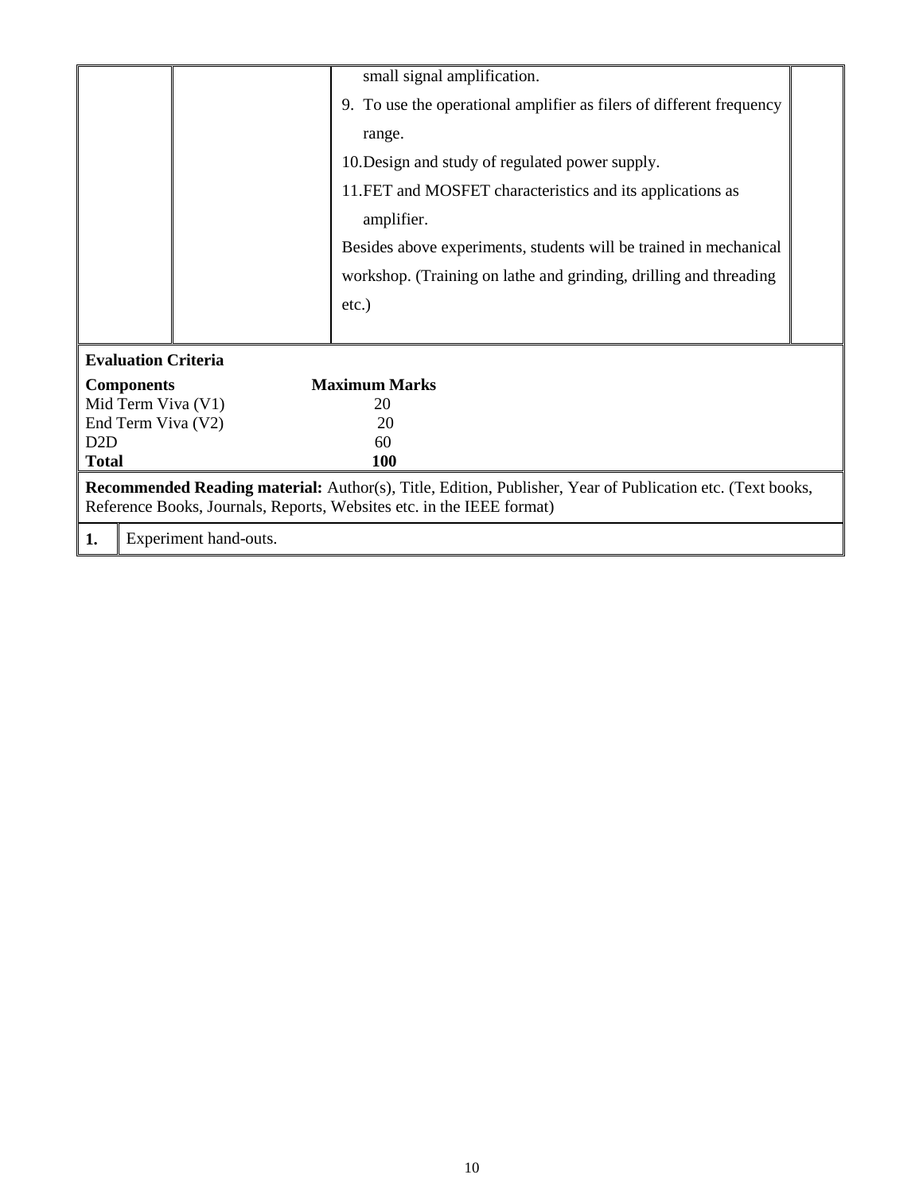| | | | |
|---|---|---|---|
| | | small signal amplification.<br>9. To use the operational amplifier as filers of different frequency range.<br>10. Design and study of regulated power supply.<br>11. FET and MOSFET characteristics and its applications as amplifier.<br>Besides above experiments, students will be trained in mechanical workshop. (Training on lathe and grinding, drilling and threading etc.) | |

**Evaluation Criteria**

| **Components** | **Maximum Marks** |
|---|---|
| Mid Term Viva (V1) | 20 |
| End Term Viva (V2) | 20 |
| D2D | 60 |
| **Total** | **100** |

**Recommended Reading material:** Author(s), Title, Edition, Publisher, Year of Publication etc. (Text books, Reference Books, Journals, Reports, Websites etc. in the IEEE format)

| | |
|---|---|
| **1.** | Experiment hand-outs. |